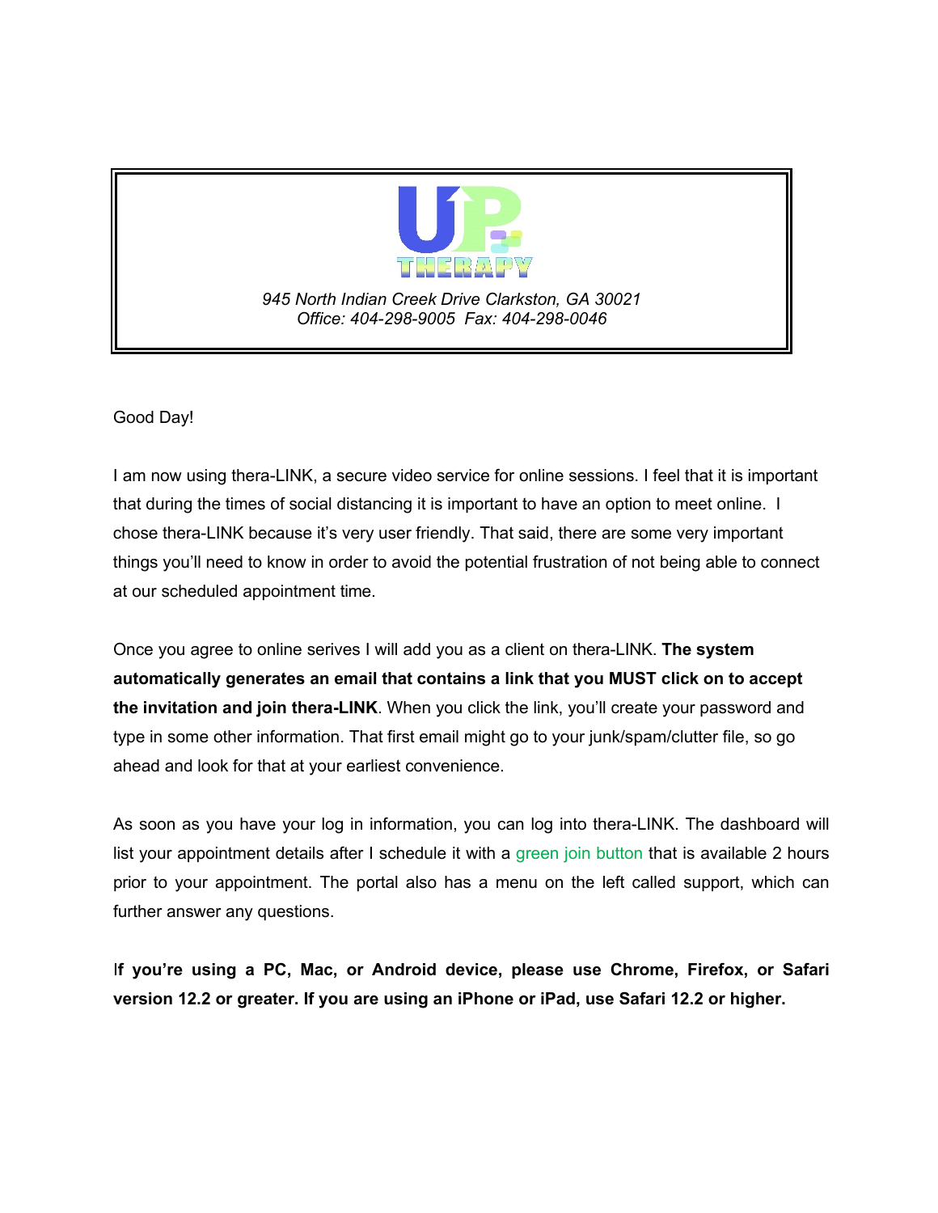**UP THERAPY**

*945 North Indian Creek Drive Clarkston, GA 30021*
*Office: 404-298-9005  Fax: 404-298-0046*

Good Day!

I am now using thera-LINK, a secure video service for online sessions. I feel that it is important that during the times of social distancing it is important to have an option to meet online. I chose thera-LINK because it's very user friendly. That said, there are some very important things you'll need to know in order to avoid the potential frustration of not being able to connect at our scheduled appointment time.

Once you agree to online serives I will add you as a client on thera-LINK. **The system automatically generates an email that contains a link that you MUST click on to accept the invitation and join thera-LINK**. When you click the link, you'll create your password and type in some other information. That first email might go to your junk/spam/clutter file, so go ahead and look for that at your earliest convenience.

As soon as you have your log in information, you can log into thera-LINK. The dashboard will list your appointment details after I schedule it with a green join button that is available 2 hours prior to your appointment. The portal also has a menu on the left called support, which can further answer any questions.

**If you're using a PC, Mac, or Android device, please use Chrome, Firefox, or Safari version 12.2 or greater. If you are using an iPhone or iPad, use Safari 12.2 or higher.**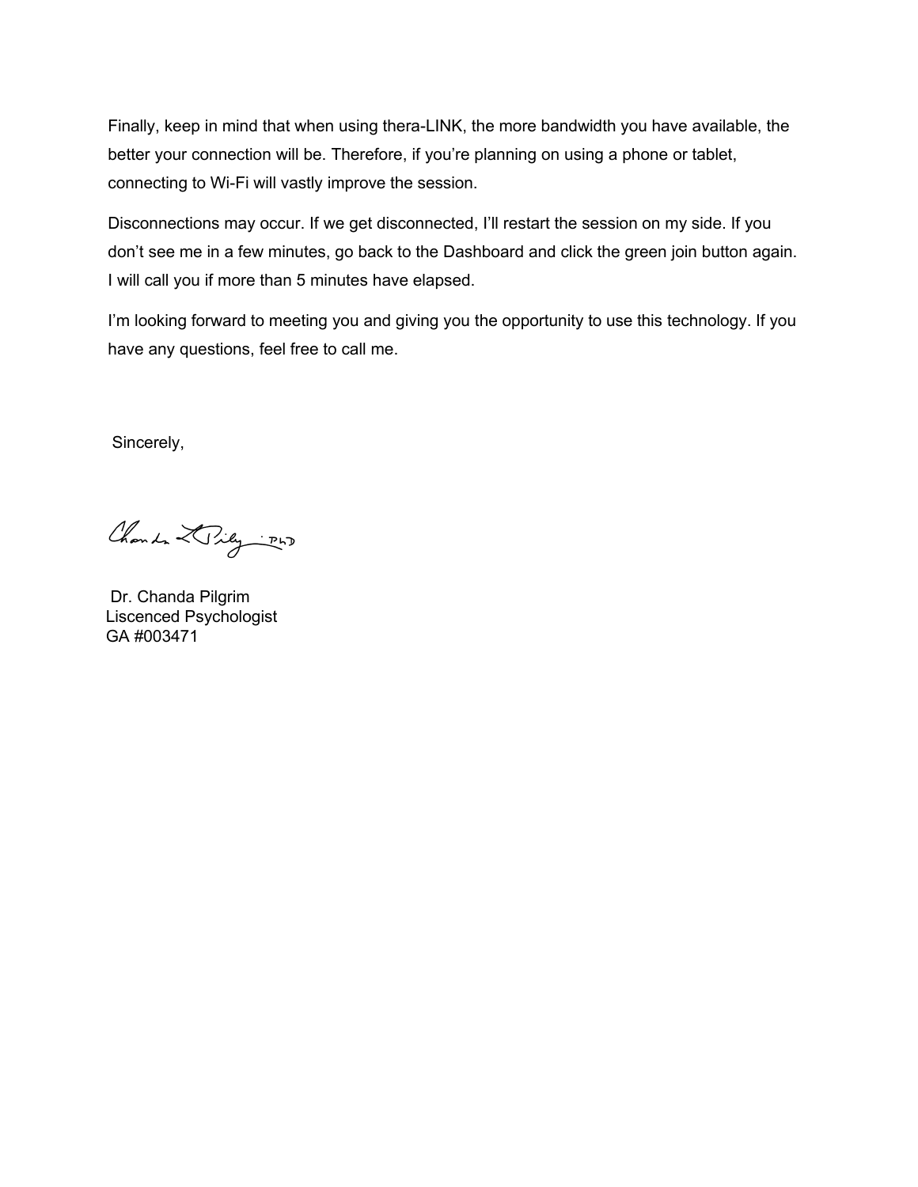Finally, keep in mind that when using thera-LINK, the more bandwidth you have available, the better your connection will be. Therefore, if you're planning on using a phone or tablet, connecting to Wi-Fi will vastly improve the session.

Disconnections may occur. If we get disconnected, I'll restart the session on my side. If you don't see me in a few minutes, go back to the Dashboard and click the green join button again. I will call you if more than 5 minutes have elapsed.

I'm looking forward to meeting you and giving you the opportunity to use this technology. If you have any questions, feel free to call me.

Sincerely,

Dr. Chanda Pilgrim
Liscenced Psychologist
GA #003471